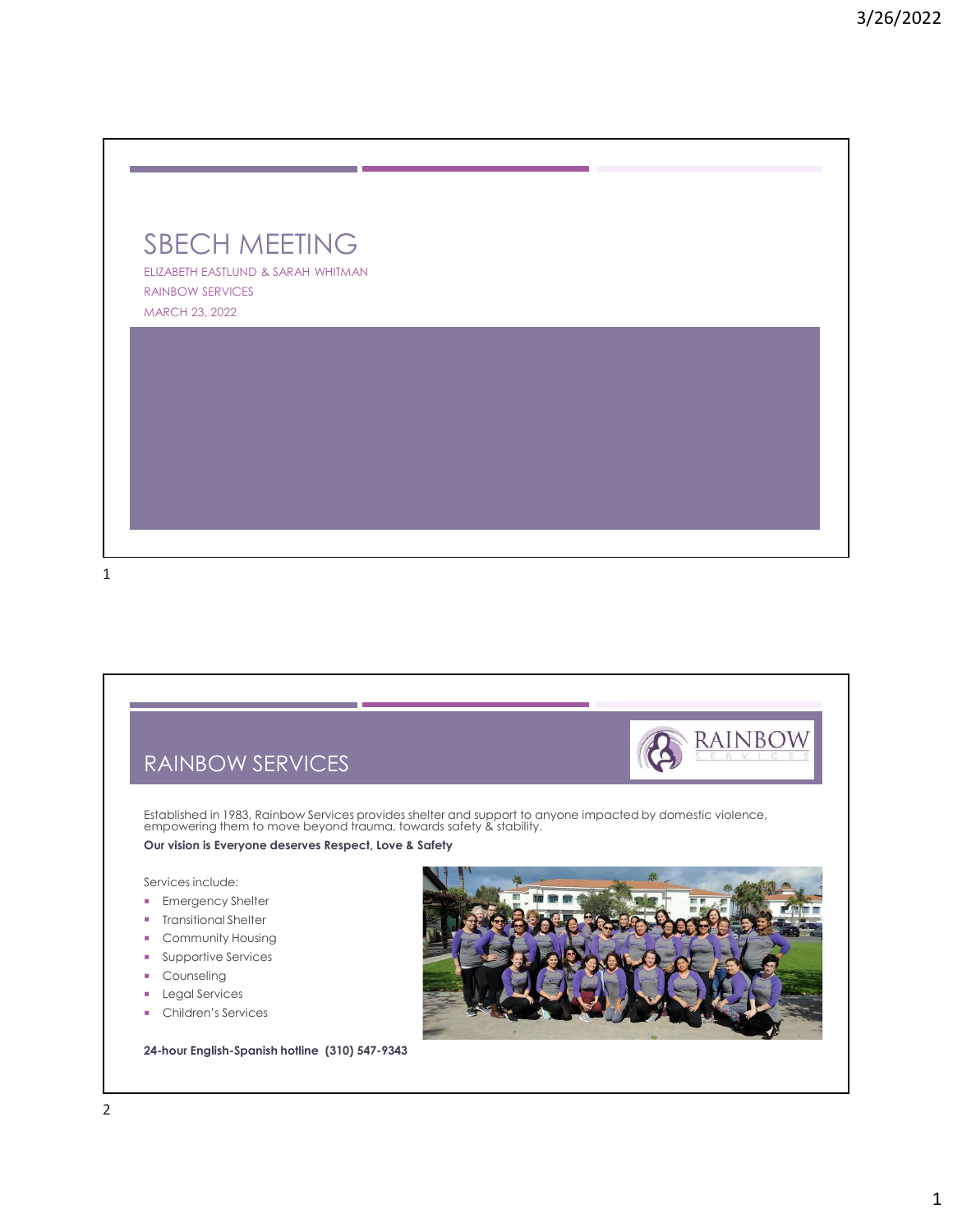# SBECH MEETING

ELIZABETH EASTLUND & SARAH WHITMAN

RAINBOW SERVICES

MARCH 23, 2022

## RAINBOW SERVICES

Established in 1983, Rainbow Services provides shelter and support to anyone impacted by domestic violence, empowering them to move beyond trauma, towards safety & stability.

**Our vision is Everyone deserves Respect, Love & Safety**

Services include:

- Emergency Shelter
- Transitional Shelter
- Community Housing
- Supportive Services
- Counseling
- Legal Services
- Children's Services

**24-hour English-Spanish hotline (310) 547-9343**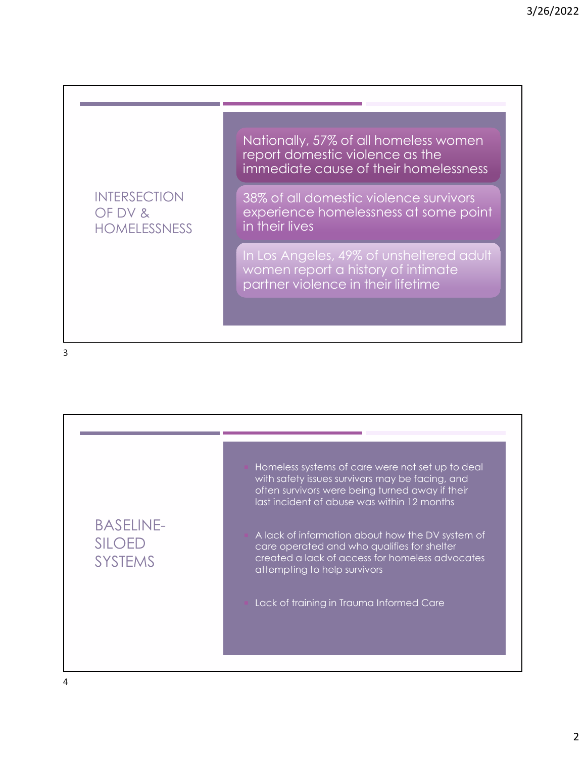## INTERSECTION OF DV & HOMELESSNESS

- Nationally, 57% of all homeless women report domestic violence as the immediate cause of their homelessness
- 38% of all domestic violence survivors experience homelessness at some point in their lives
- In Los Angeles, 49% of unsheltered adult women report a history of intimate partner violence in their lifetime

## BASELINE- SILOED SYSTEMS

- Homeless systems of care were not set up to deal with safety issues survivors may be facing, and often survivors were being turned away if their last incident of abuse was within 12 months
- A lack of information about how the DV system of care operated and who qualifies for shelter created a lack of access for homeless advocates attempting to help survivors
- Lack of training in Trauma Informed Care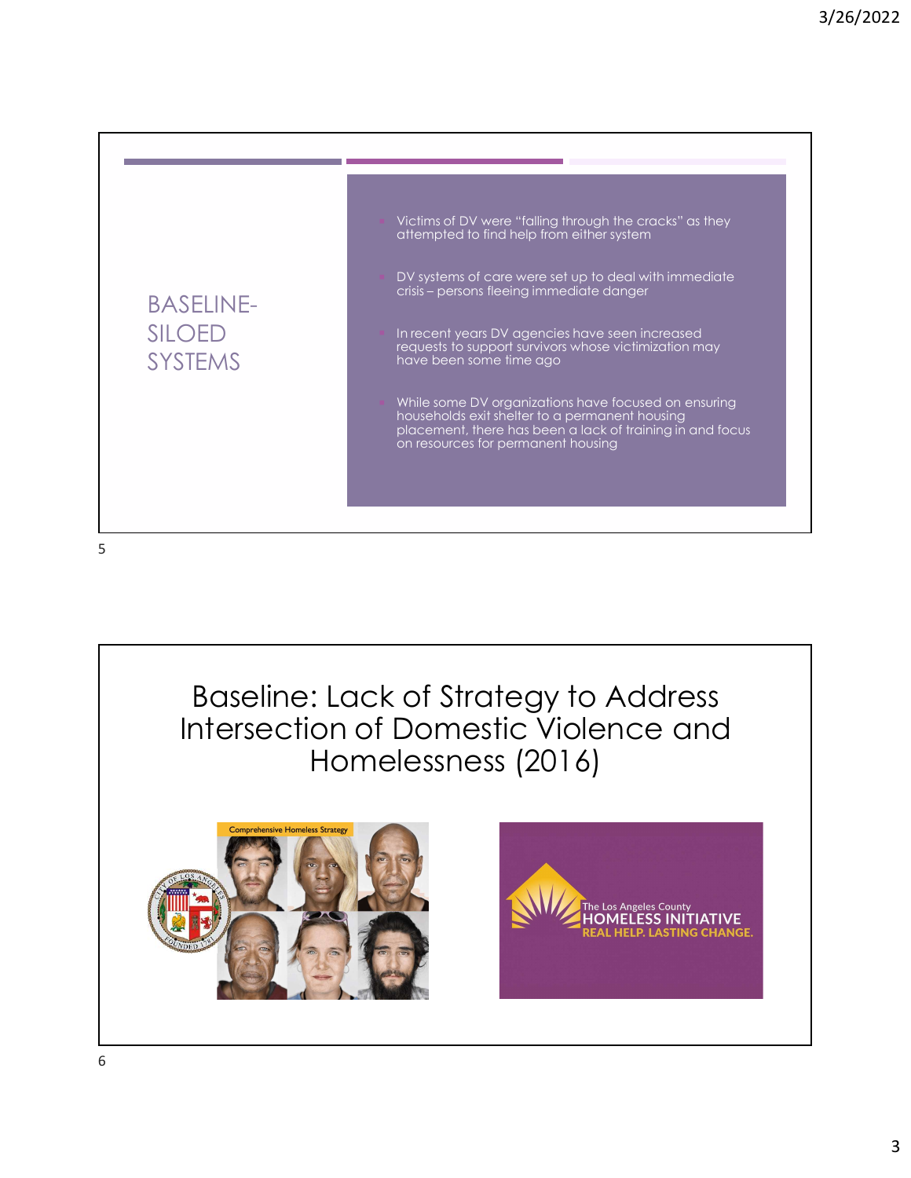## BASELINE-SILOED SYSTEMS

- Victims of DV were "falling through the cracks" as they attempted to find help from either system
- DV systems of care were set up to deal with immediate crisis – persons fleeing immediate danger
- In recent years DV agencies have seen increased requests to support survivors whose victimization may have been some time ago
- While some DV organizations have focused on ensuring households exit shelter to a permanent housing placement, there has been a lack of training in and focus on resources for permanent housing

## Baseline: Lack of Strategy to Address Intersection of Domestic Violence and Homelessness (2016)

Comprehensive Homeless Strategy

The Los Angeles County HOMELESS INITIATIVE REAL HELP. LASTING CHANGE.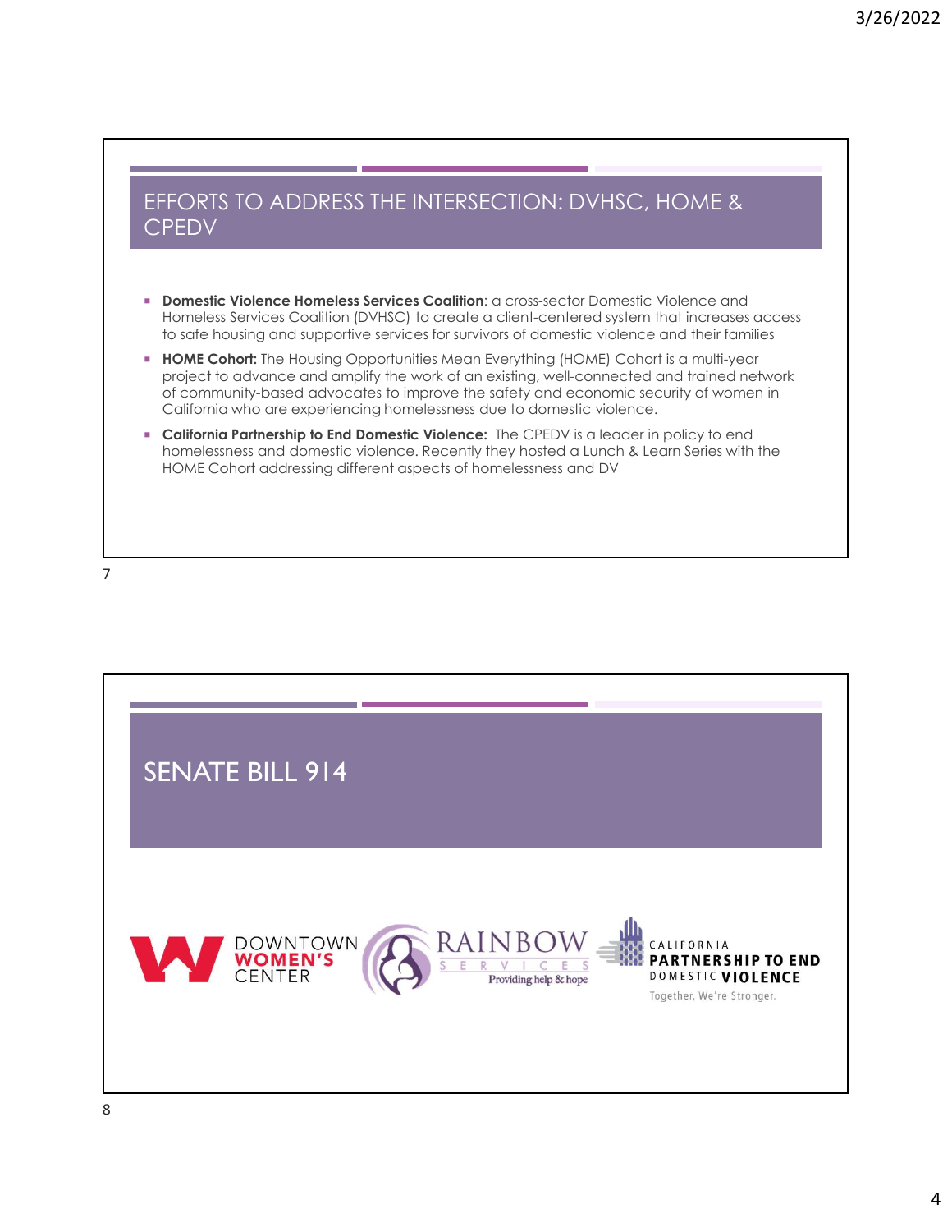## EFFORTS TO ADDRESS THE INTERSECTION: DVHSC, HOME & CPEDV

- **Domestic Violence Homeless Services Coalition**: a cross-sector Domestic Violence and Homeless Services Coalition (DVHSC) to create a client-centered system that increases access to safe housing and supportive services for survivors of domestic violence and their families
- **HOME Cohort:** The Housing Opportunities Mean Everything (HOME) Cohort is a multi-year project to advance and amplify the work of an existing, well-connected and trained network of community-based advocates to improve the safety and economic security of women in California who are experiencing homelessness due to domestic violence.
- **California Partnership to End Domestic Violence:** The CPEDV is a leader in policy to end homelessness and domestic violence. Recently they hosted a Lunch & Learn Series with the HOME Cohort addressing different aspects of homelessness and DV

## SENATE BILL 914

DOWNTOWN WOMEN'S CENTER

RAINBOW SERVICES Providing help & hope

CALIFORNIA PARTNERSHIP TO END DOMESTIC VIOLENCE Together, We're Stronger.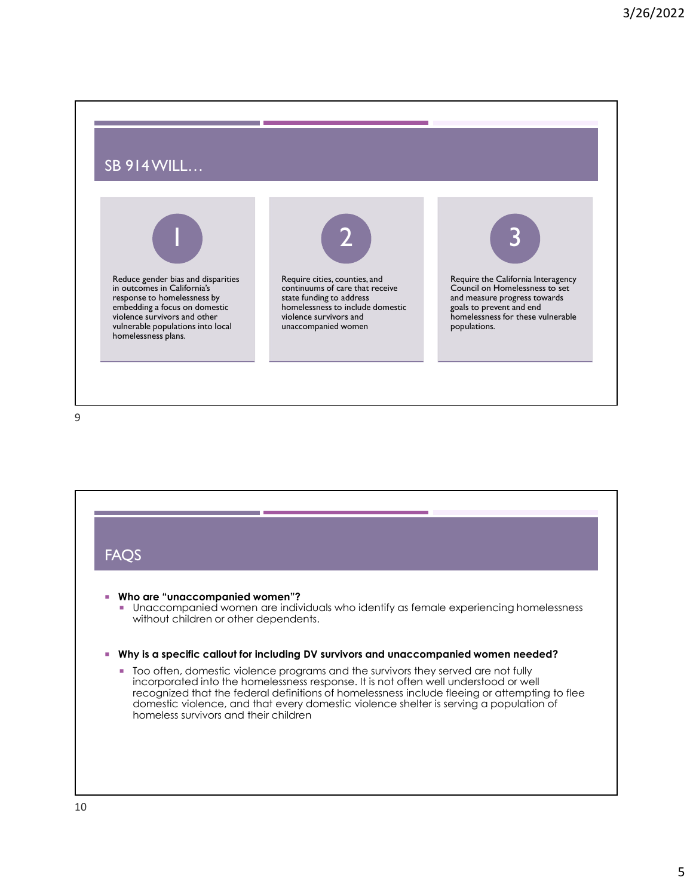## SB 914 WILL…

**1**

Reduce gender bias and disparities in outcomes in California's response to homelessness by embedding a focus on domestic violence survivors and other vulnerable populations into local homelessness plans.

**2**

Require cities, counties, and continuums of care that receive state funding to address homelessness to include domestic violence survivors and unaccompanied women

**3**

Require the California Interagency Council on Homelessness to set and measure progress towards goals to prevent and end homelessness for these vulnerable populations.

## FAQS

- **Who are "unaccompanied women"?**
  - Unaccompanied women are individuals who identify as female experiencing homelessness without children or other dependents.
- **Why is a specific callout for including DV survivors and unaccompanied women needed?**
  - Too often, domestic violence programs and the survivors they served are not fully incorporated into the homelessness response. It is not often well understood or well recognized that the federal definitions of homelessness include fleeing or attempting to flee domestic violence, and that every domestic violence shelter is serving a population of homeless survivors and their children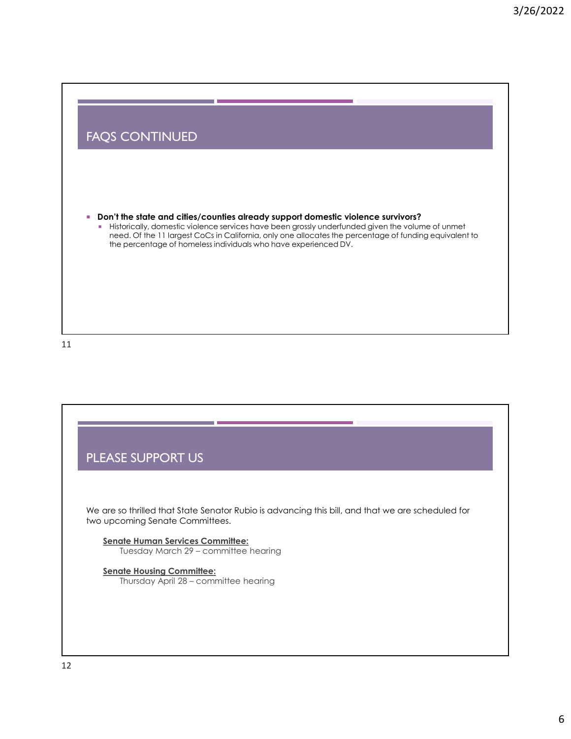## FAQS CONTINUED

- **Don't the state and cities/counties already support domestic violence survivors?**
  - Historically, domestic violence services have been grossly underfunded given the volume of unmet need. Of the 11 largest CoCs in California, only one allocates the percentage of funding equivalent to the percentage of homeless individuals who have experienced DV.

## PLEASE SUPPORT US

We are so thrilled that State Senator Rubio is advancing this bill, and that we are scheduled for two upcoming Senate Committees.

**Senate Human Services Committee:**
Tuesday March 29 – committee hearing

**Senate Housing Committee:**
Thursday April 28 – committee hearing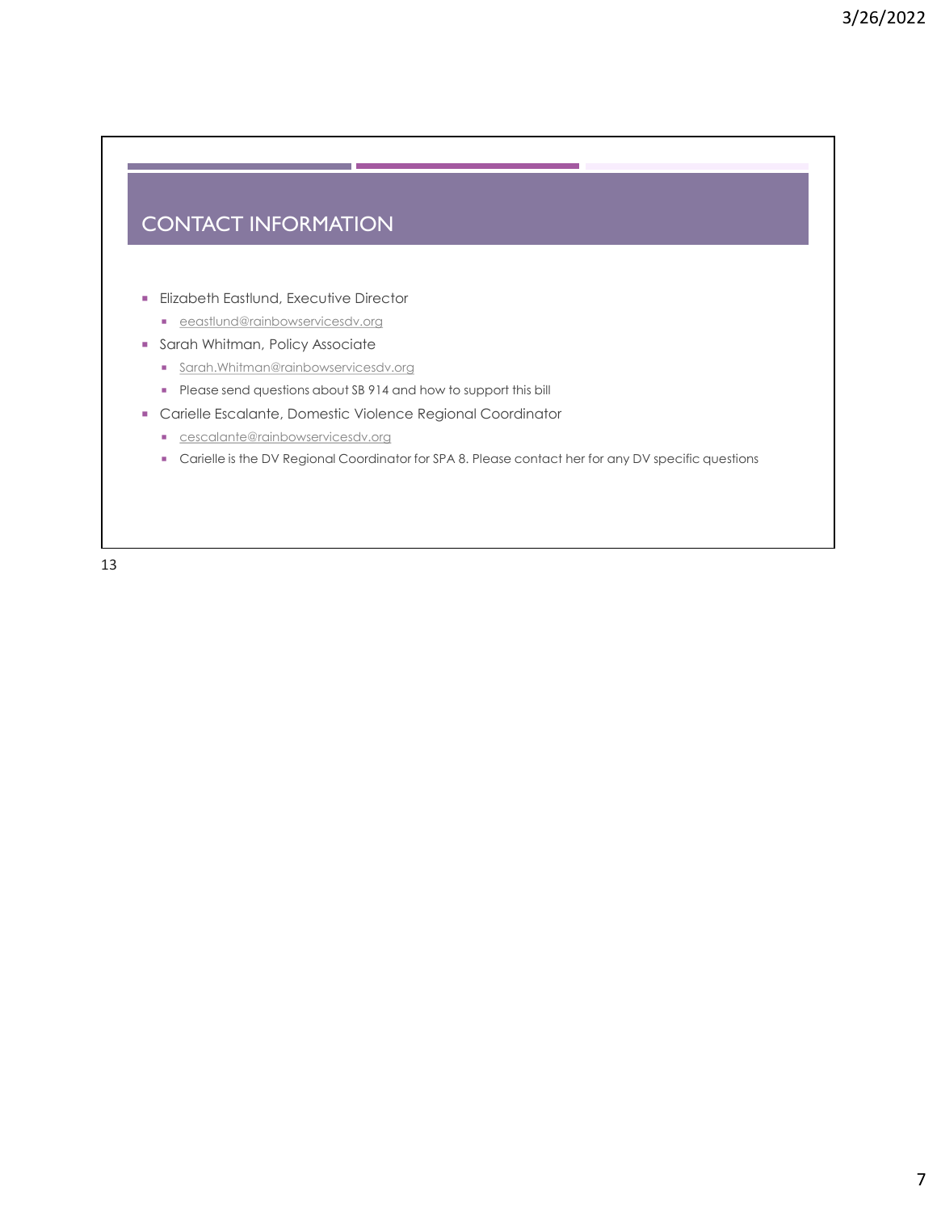## CONTACT INFORMATION

- Elizabeth Eastlund, Executive Director
  - eeastlund@rainbowservicesdv.org
- Sarah Whitman, Policy Associate
  - Sarah.Whitman@rainbowservicesdv.org
  - Please send questions about SB 914 and how to support this bill
- Carielle Escalante, Domestic Violence Regional Coordinator
  - cescalante@rainbowservicesdv.org
  - Carielle is the DV Regional Coordinator for SPA 8. Please contact her for any DV specific questions